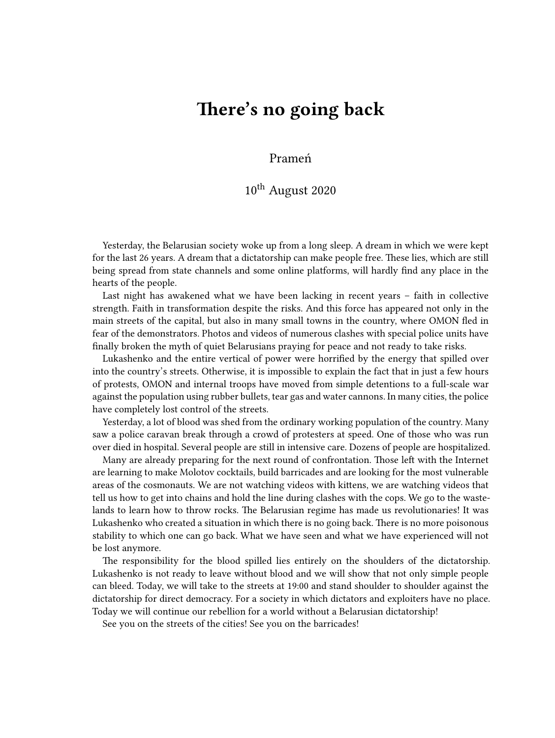# There's no going back

Prameń

10th August 2020

Yesterday, the Belarusian society woke up from a long sleep. A dream in which we were kept for the last 26 years. A dream that a dictatorship can make people free. These lies, which are still being spread from state channels and some online platforms, will hardly find any place in the hearts of the people.

Last night has awakened what we have been lacking in recent years – faith in collective strength. Faith in transformation despite the risks. And this force has appeared not only in the main streets of the capital, but also in many small towns in the country, where OMON fled in fear of the demonstrators. Photos and videos of numerous clashes with special police units have finally broken the myth of quiet Belarusians praying for peace and not ready to take risks.

Lukashenko and the entire vertical of power were horrified by the energy that spilled over into the country's streets. Otherwise, it is impossible to explain the fact that in just a few hours of protests, OMON and internal troops have moved from simple detentions to a full-scale war against the population using rubber bullets, tear gas and water cannons. In many cities, the police have completely lost control of the streets.

Yesterday, a lot of blood was shed from the ordinary working population of the country. Many saw a police caravan break through a crowd of protesters at speed. One of those who was run over died in hospital. Several people are still in intensive care. Dozens of people are hospitalized.

Many are already preparing for the next round of confrontation. Those left with the Internet are learning to make Molotov cocktails, build barricades and are looking for the most vulnerable areas of the cosmonauts. We are not watching videos with kittens, we are watching videos that tell us how to get into chains and hold the line during clashes with the cops. We go to the wastelands to learn how to throw rocks. The Belarusian regime has made us revolutionaries! It was Lukashenko who created a situation in which there is no going back. There is no more poisonous stability to which one can go back. What we have seen and what we have experienced will not be lost anymore.

The responsibility for the blood spilled lies entirely on the shoulders of the dictatorship. Lukashenko is not ready to leave without blood and we will show that not only simple people can bleed. Today, we will take to the streets at 19:00 and stand shoulder to shoulder against the dictatorship for direct democracy. For a society in which dictators and exploiters have no place. Today we will continue our rebellion for a world without a Belarusian dictatorship!

See you on the streets of the cities! See you on the barricades!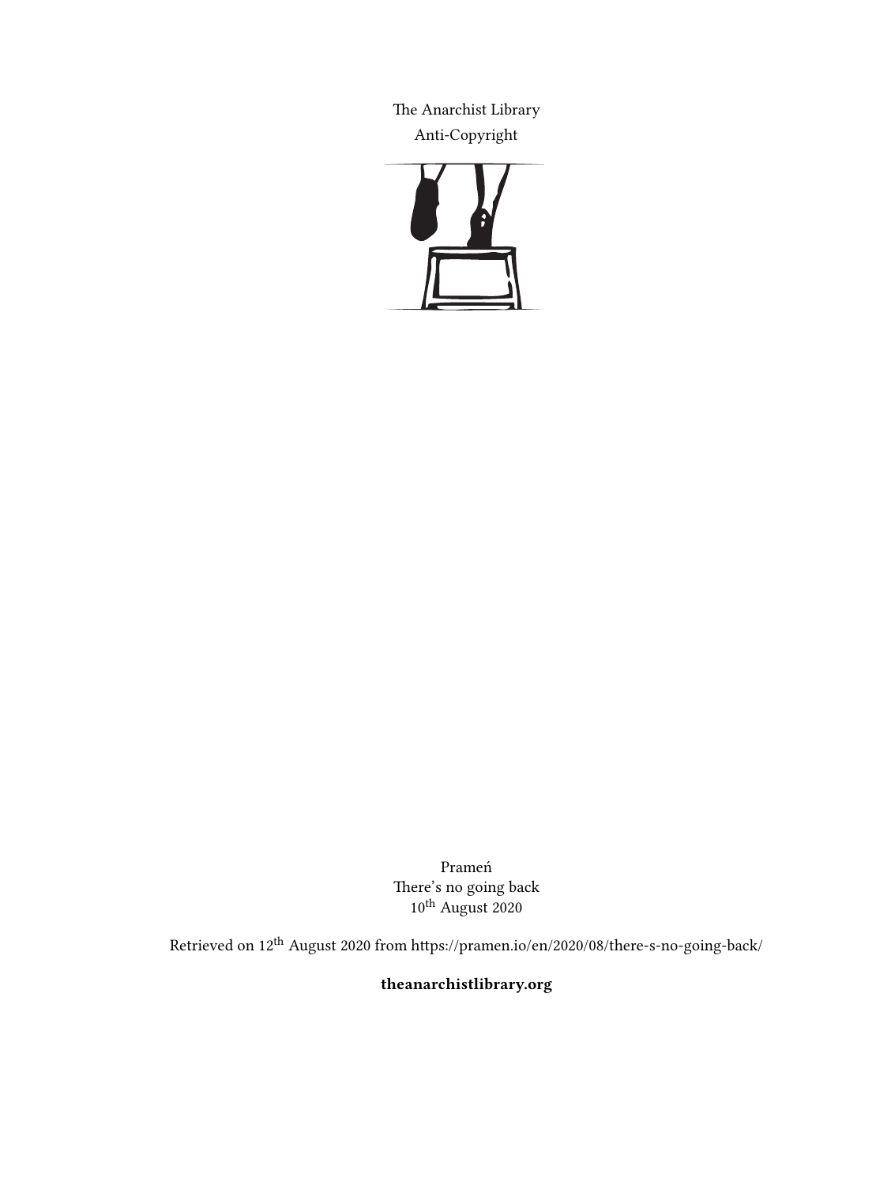The Anarchist Library
Anti-Copyright

Prameń
There's no going back
10th August 2020

Retrieved on 12th August 2020 from https://pramen.io/en/2020/08/there-s-no-going-back/

**theanarchistlibrary.org**